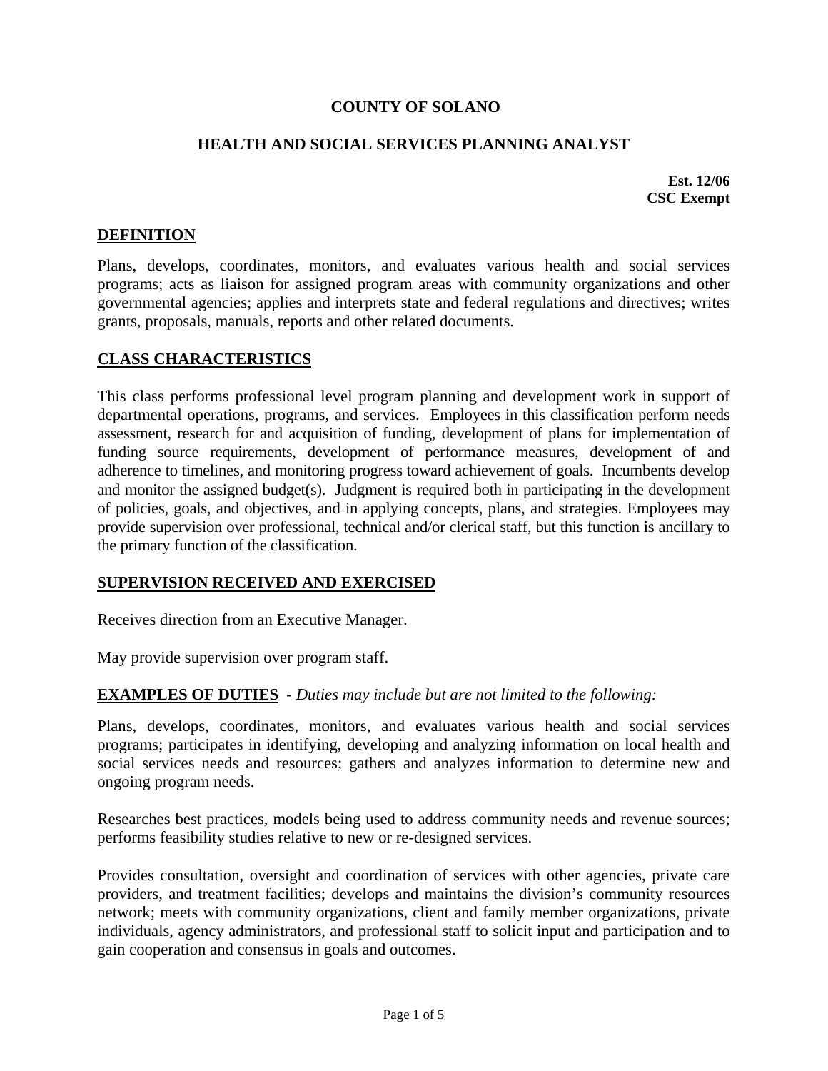# COUNTY OF SOLANO

## HEALTH AND SOCIAL SERVICES PLANNING ANALYST

**Est. 12/06**
**CSC Exempt**

## DEFINITION

Plans, develops, coordinates, monitors, and evaluates various health and social services programs; acts as liaison for assigned program areas with community organizations and other governmental agencies; applies and interprets state and federal regulations and directives; writes grants, proposals, manuals, reports and other related documents.

## CLASS CHARACTERISTICS

This class performs professional level program planning and development work in support of departmental operations, programs, and services. Employees in this classification perform needs assessment, research for and acquisition of funding, development of plans for implementation of funding source requirements, development of performance measures, development of and adherence to timelines, and monitoring progress toward achievement of goals. Incumbents develop and monitor the assigned budget(s). Judgment is required both in participating in the development of policies, goals, and objectives, and in applying concepts, plans, and strategies. Employees may provide supervision over professional, technical and/or clerical staff, but this function is ancillary to the primary function of the classification.

## SUPERVISION RECEIVED AND EXERCISED

Receives direction from an Executive Manager.

May provide supervision over program staff.

## EXAMPLES OF DUTIES - *Duties may include but are not limited to the following:*

Plans, develops, coordinates, monitors, and evaluates various health and social services programs; participates in identifying, developing and analyzing information on local health and social services needs and resources; gathers and analyzes information to determine new and ongoing program needs.

Researches best practices, models being used to address community needs and revenue sources; performs feasibility studies relative to new or re-designed services.

Provides consultation, oversight and coordination of services with other agencies, private care providers, and treatment facilities; develops and maintains the division's community resources network; meets with community organizations, client and family member organizations, private individuals, agency administrators, and professional staff to solicit input and participation and to gain cooperation and consensus in goals and outcomes.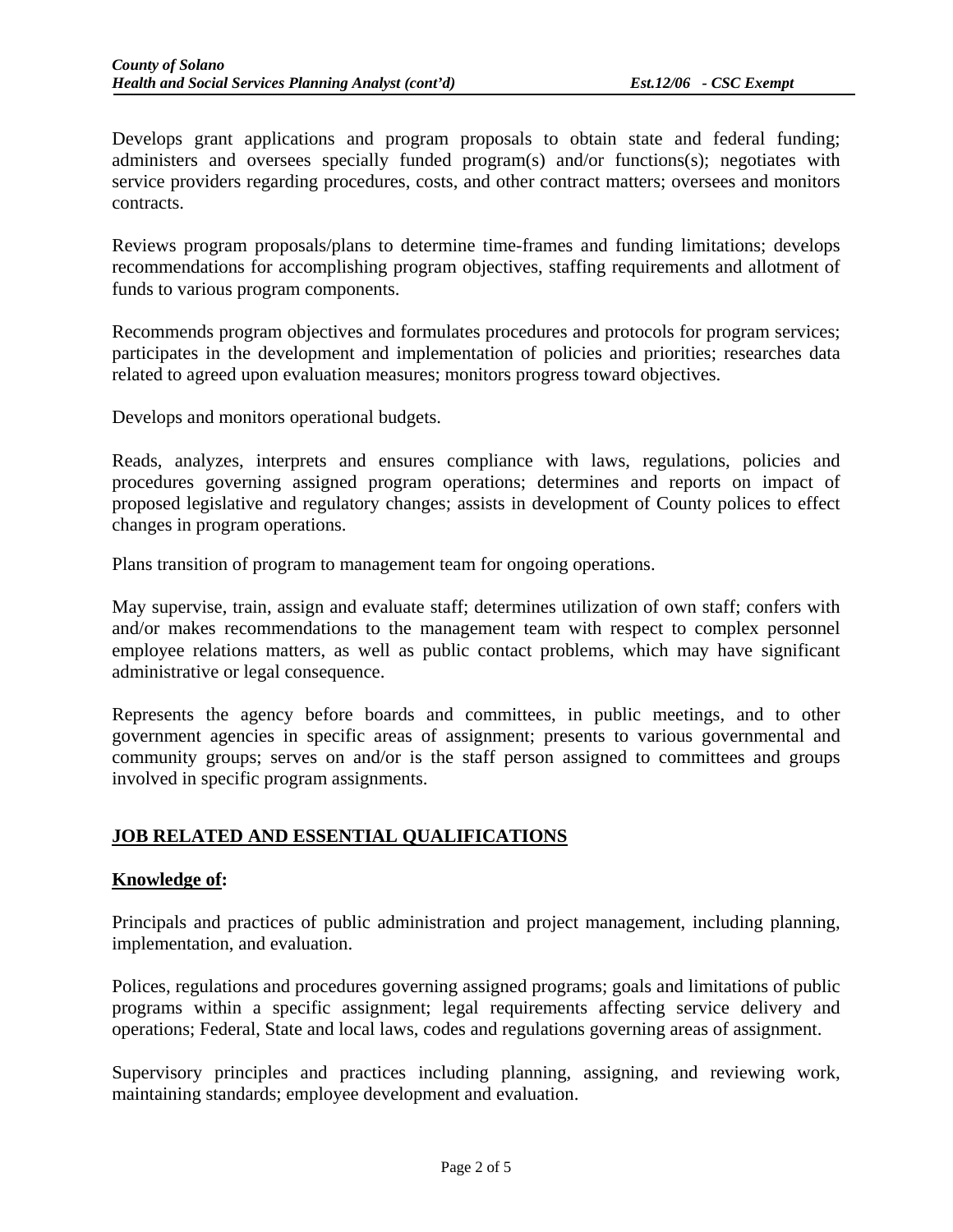Develops grant applications and program proposals to obtain state and federal funding; administers and oversees specially funded program(s) and/or functions(s); negotiates with service providers regarding procedures, costs, and other contract matters; oversees and monitors contracts.

Reviews program proposals/plans to determine time-frames and funding limitations; develops recommendations for accomplishing program objectives, staffing requirements and allotment of funds to various program components.

Recommends program objectives and formulates procedures and protocols for program services; participates in the development and implementation of policies and priorities; researches data related to agreed upon evaluation measures; monitors progress toward objectives.

Develops and monitors operational budgets.

Reads, analyzes, interprets and ensures compliance with laws, regulations, policies and procedures governing assigned program operations; determines and reports on impact of proposed legislative and regulatory changes; assists in development of County polices to effect changes in program operations.

Plans transition of program to management team for ongoing operations.

May supervise, train, assign and evaluate staff; determines utilization of own staff; confers with and/or makes recommendations to the management team with respect to complex personnel employee relations matters, as well as public contact problems, which may have significant administrative or legal consequence.

Represents the agency before boards and committees, in public meetings, and to other government agencies in specific areas of assignment; presents to various governmental and community groups; serves on and/or is the staff person assigned to committees and groups involved in specific program assignments.

## **JOB RELATED AND ESSENTIAL QUALIFICATIONS**

### **Knowledge of:**

Principals and practices of public administration and project management, including planning, implementation, and evaluation.

Polices, regulations and procedures governing assigned programs; goals and limitations of public programs within a specific assignment; legal requirements affecting service delivery and operations; Federal, State and local laws, codes and regulations governing areas of assignment.

Supervisory principles and practices including planning, assigning, and reviewing work, maintaining standards; employee development and evaluation.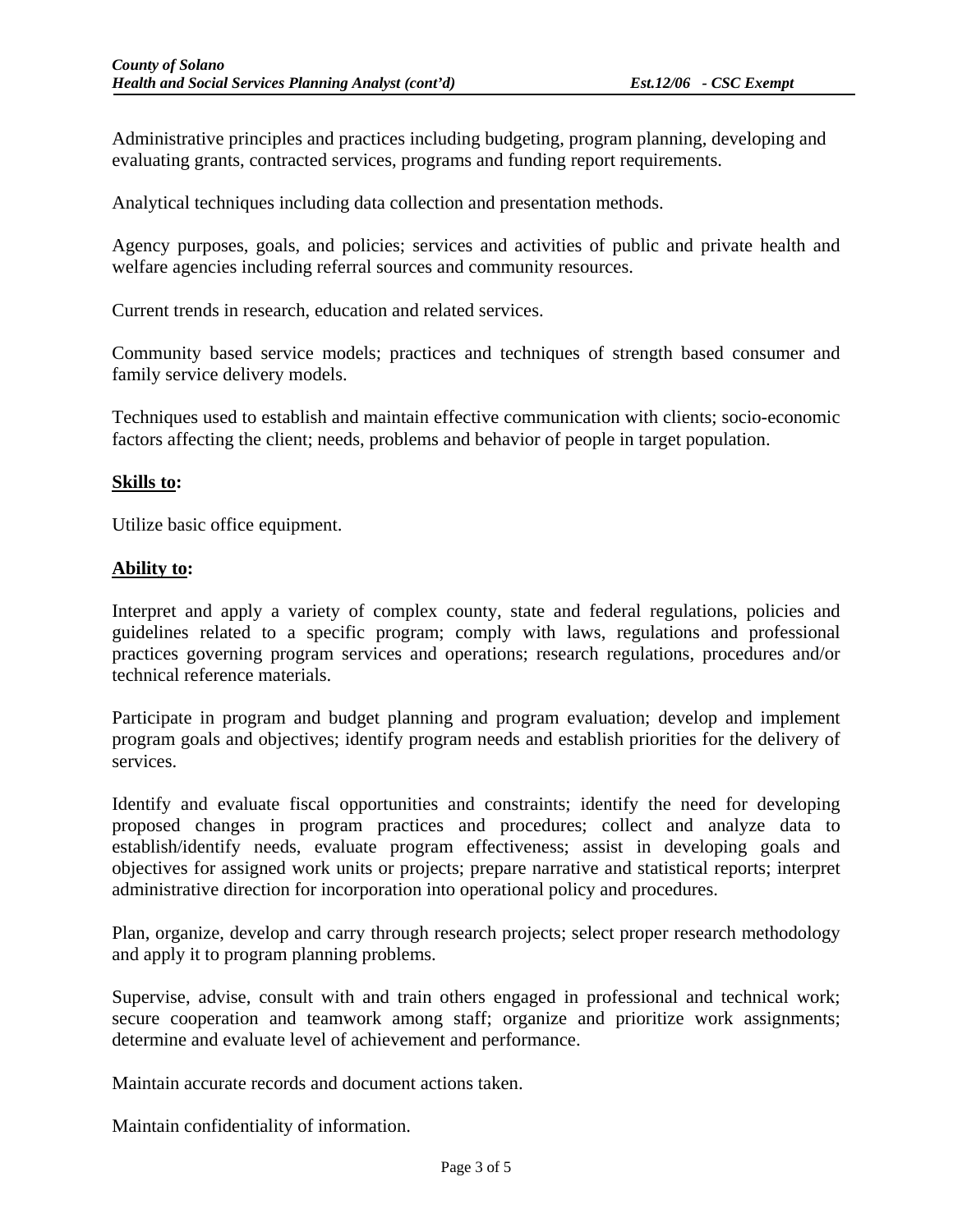Administrative principles and practices including budgeting, program planning, developing and evaluating grants, contracted services, programs and funding report requirements.

Analytical techniques including data collection and presentation methods.

Agency purposes, goals, and policies; services and activities of public and private health and welfare agencies including referral sources and community resources.

Current trends in research, education and related services.

Community based service models; practices and techniques of strength based consumer and family service delivery models.

Techniques used to establish and maintain effective communication with clients; socio-economic factors affecting the client; needs, problems and behavior of people in target population.

**Skills to:**

Utilize basic office equipment.

**Ability to:**

Interpret and apply a variety of complex county, state and federal regulations, policies and guidelines related to a specific program; comply with laws, regulations and professional practices governing program services and operations; research regulations, procedures and/or technical reference materials.

Participate in program and budget planning and program evaluation; develop and implement program goals and objectives; identify program needs and establish priorities for the delivery of services.

Identify and evaluate fiscal opportunities and constraints; identify the need for developing proposed changes in program practices and procedures; collect and analyze data to establish/identify needs, evaluate program effectiveness; assist in developing goals and objectives for assigned work units or projects; prepare narrative and statistical reports; interpret administrative direction for incorporation into operational policy and procedures.

Plan, organize, develop and carry through research projects; select proper research methodology and apply it to program planning problems.

Supervise, advise, consult with and train others engaged in professional and technical work; secure cooperation and teamwork among staff; organize and prioritize work assignments; determine and evaluate level of achievement and performance.

Maintain accurate records and document actions taken.

Maintain confidentiality of information.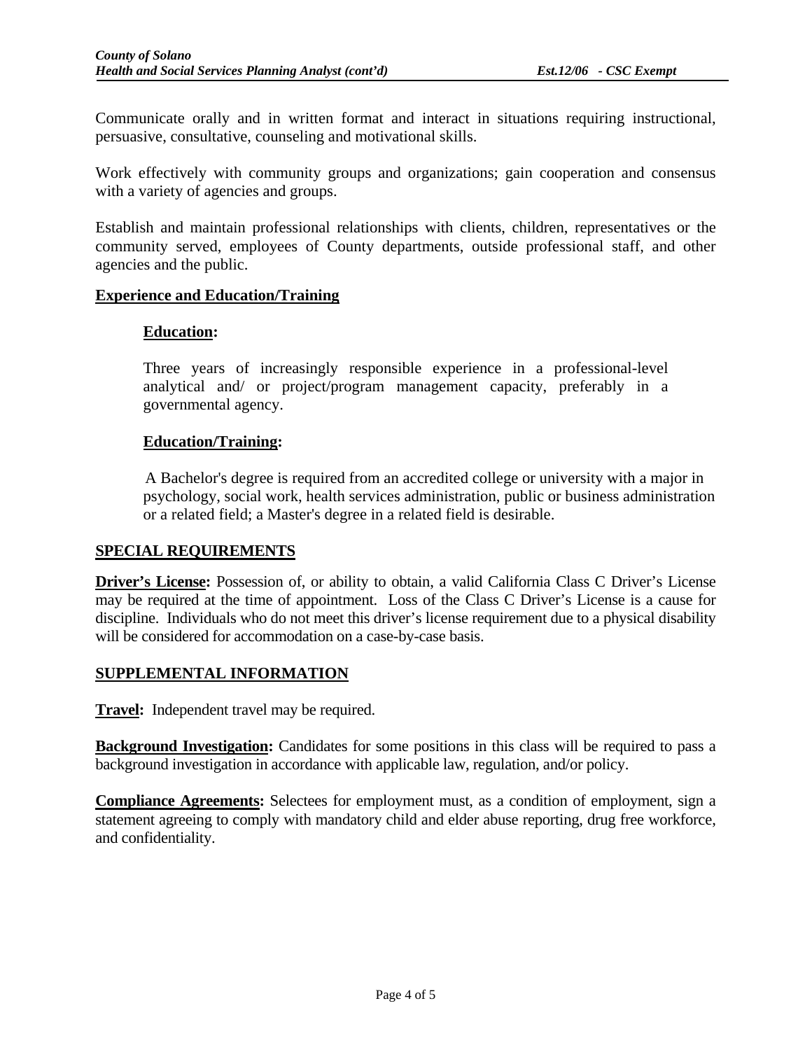Communicate orally and in written format and interact in situations requiring instructional, persuasive, consultative, counseling and motivational skills.

Work effectively with community groups and organizations; gain cooperation and consensus with a variety of agencies and groups.

Establish and maintain professional relationships with clients, children, representatives or the community served, employees of County departments, outside professional staff, and other agencies and the public.

## Experience and Education/Training

### Education:

Three years of increasingly responsible experience in a professional-level analytical and/ or project/program management capacity, preferably in a governmental agency.

### Education/Training:

A Bachelor's degree is required from an accredited college or university with a major in psychology, social work, health services administration, public or business administration or a related field; a Master's degree in a related field is desirable.

## SPECIAL REQUIREMENTS

**Driver's License:** Possession of, or ability to obtain, a valid California Class C Driver's License may be required at the time of appointment. Loss of the Class C Driver's License is a cause for discipline. Individuals who do not meet this driver's license requirement due to a physical disability will be considered for accommodation on a case-by-case basis.

## SUPPLEMENTAL INFORMATION

**Travel:** Independent travel may be required.

**Background Investigation:** Candidates for some positions in this class will be required to pass a background investigation in accordance with applicable law, regulation, and/or policy.

**Compliance Agreements:** Selectees for employment must, as a condition of employment, sign a statement agreeing to comply with mandatory child and elder abuse reporting, drug free workforce, and confidentiality.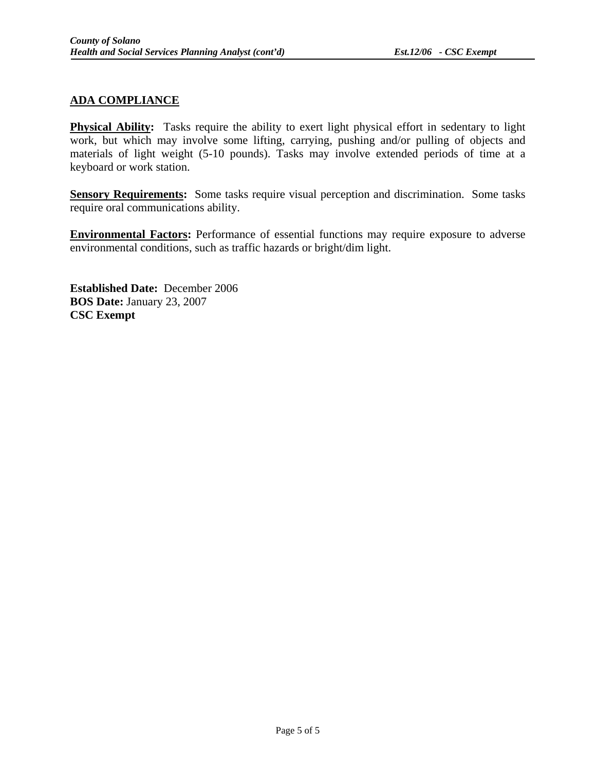## ADA COMPLIANCE

**Physical Ability:** Tasks require the ability to exert light physical effort in sedentary to light work, but which may involve some lifting, carrying, pushing and/or pulling of objects and materials of light weight (5-10 pounds). Tasks may involve extended periods of time at a keyboard or work station.

**Sensory Requirements:** Some tasks require visual perception and discrimination. Some tasks require oral communications ability.

**Environmental Factors:** Performance of essential functions may require exposure to adverse environmental conditions, such as traffic hazards or bright/dim light.

**Established Date:** December 2006
**BOS Date:** January 23, 2007
**CSC Exempt**